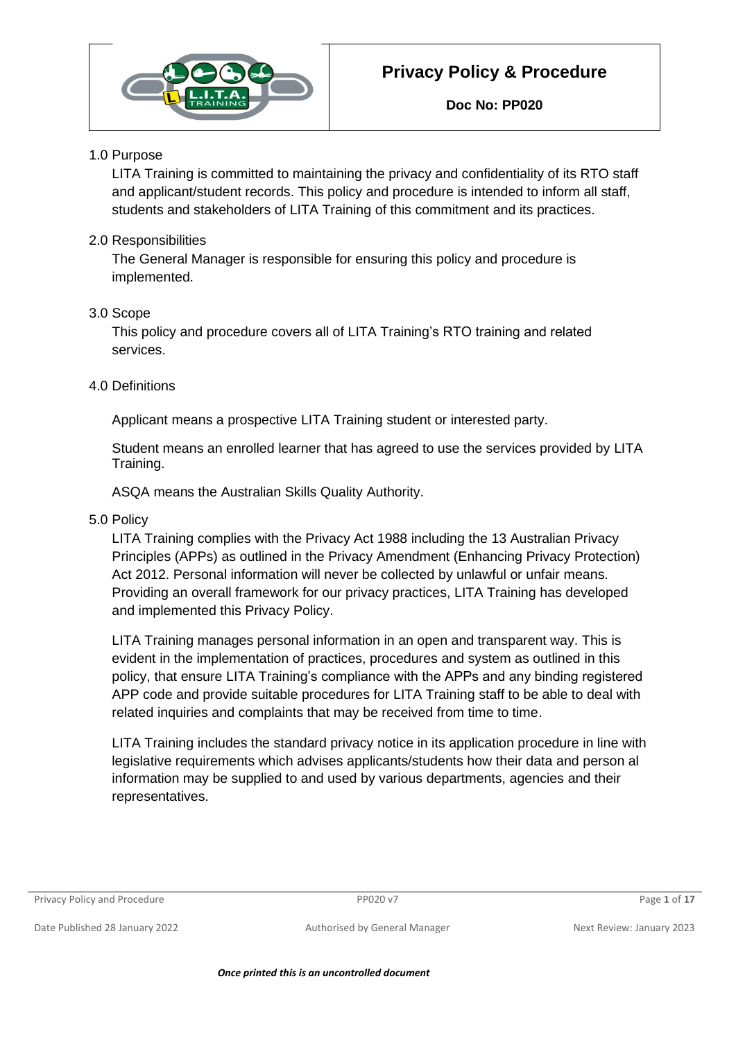# Privacy Policy & Procedure

**Doc No: PP020**

## 1.0 Purpose

LITA Training is committed to maintaining the privacy and confidentiality of its RTO staff and applicant/student records. This policy and procedure is intended to inform all staff, students and stakeholders of LITA Training of this commitment and its practices.

## 2.0 Responsibilities

The General Manager is responsible for ensuring this policy and procedure is implemented.

## 3.0 Scope

This policy and procedure covers all of LITA Training's RTO training and related services.

## 4.0 Definitions

Applicant means a prospective LITA Training student or interested party.

Student means an enrolled learner that has agreed to use the services provided by LITA Training.

ASQA means the Australian Skills Quality Authority.

## 5.0 Policy

LITA Training complies with the Privacy Act 1988 including the 13 Australian Privacy Principles (APPs) as outlined in the Privacy Amendment (Enhancing Privacy Protection) Act 2012. Personal information will never be collected by unlawful or unfair means. Providing an overall framework for our privacy practices, LITA Training has developed and implemented this Privacy Policy.

LITA Training manages personal information in an open and transparent way. This is evident in the implementation of practices, procedures and system as outlined in this policy, that ensure LITA Training's compliance with the APPs and any binding registered APP code and provide suitable procedures for LITA Training staff to be able to deal with related inquiries and complaints that may be received from time to time.

LITA Training includes the standard privacy notice in its application procedure in line with legislative requirements which advises applicants/students how their data and person al information may be supplied to and used by various departments, agencies and their representatives.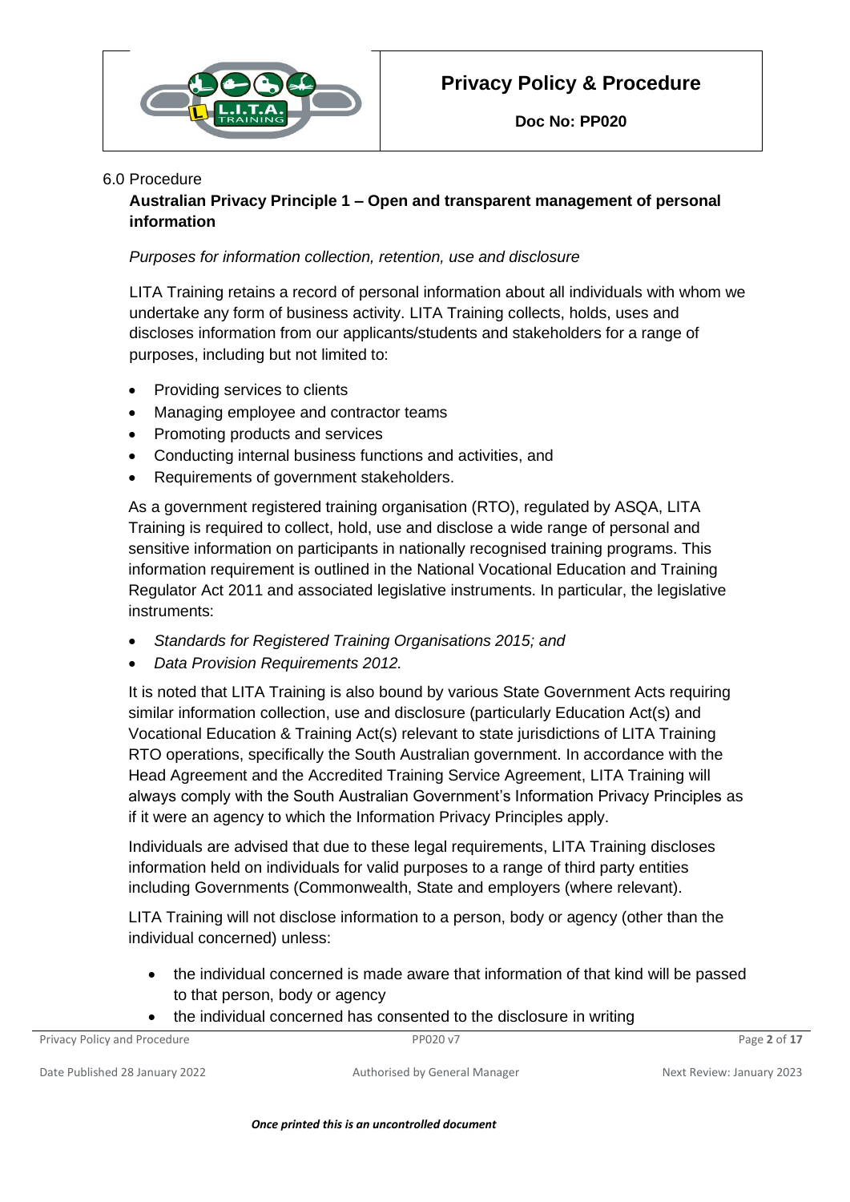6.0 Procedure

### Australian Privacy Principle 1 – Open and transparent management of personal information

*Purposes for information collection, retention, use and disclosure*

LITA Training retains a record of personal information about all individuals with whom we undertake any form of business activity. LITA Training collects, holds, uses and discloses information from our applicants/students and stakeholders for a range of purposes, including but not limited to:

- Providing services to clients
- Managing employee and contractor teams
- Promoting products and services
- Conducting internal business functions and activities, and
- Requirements of government stakeholders.

As a government registered training organisation (RTO), regulated by ASQA, LITA Training is required to collect, hold, use and disclose a wide range of personal and sensitive information on participants in nationally recognised training programs. This information requirement is outlined in the National Vocational Education and Training Regulator Act 2011 and associated legislative instruments. In particular, the legislative instruments:

- *Standards for Registered Training Organisations 2015; and*
- *Data Provision Requirements 2012.*

It is noted that LITA Training is also bound by various State Government Acts requiring similar information collection, use and disclosure (particularly Education Act(s) and Vocational Education & Training Act(s) relevant to state jurisdictions of LITA Training RTO operations, specifically the South Australian government. In accordance with the Head Agreement and the Accredited Training Service Agreement, LITA Training will always comply with the South Australian Government's Information Privacy Principles as if it were an agency to which the Information Privacy Principles apply.

Individuals are advised that due to these legal requirements, LITA Training discloses information held on individuals for valid purposes to a range of third party entities including Governments (Commonwealth, State and employers (where relevant).

LITA Training will not disclose information to a person, body or agency (other than the individual concerned) unless:

- the individual concerned is made aware that information of that kind will be passed to that person, body or agency
- the individual concerned has consented to the disclosure in writing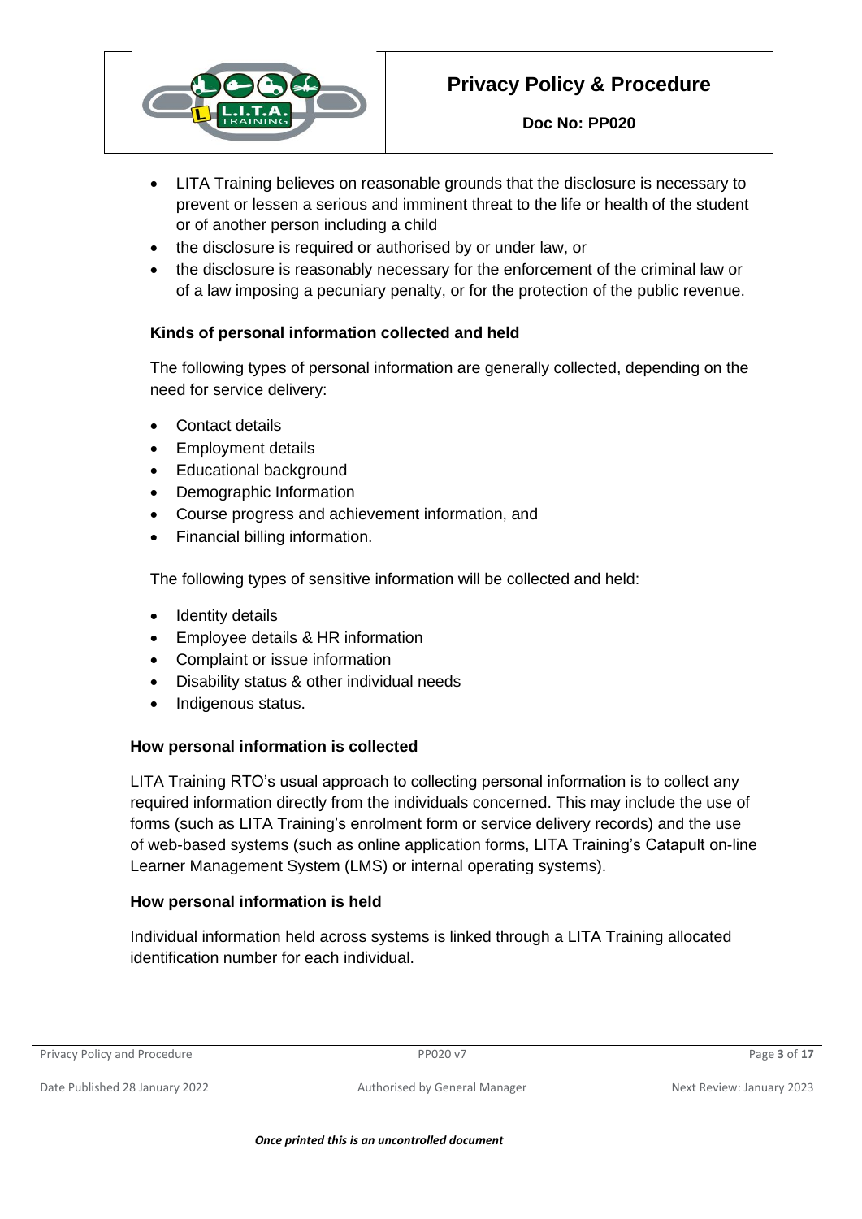- LITA Training believes on reasonable grounds that the disclosure is necessary to prevent or lessen a serious and imminent threat to the life or health of the student or of another person including a child
- the disclosure is required or authorised by or under law, or
- the disclosure is reasonably necessary for the enforcement of the criminal law or of a law imposing a pecuniary penalty, or for the protection of the public revenue.

### Kinds of personal information collected and held

The following types of personal information are generally collected, depending on the need for service delivery:

- Contact details
- Employment details
- Educational background
- Demographic Information
- Course progress and achievement information, and
- Financial billing information.

The following types of sensitive information will be collected and held:

- Identity details
- Employee details & HR information
- Complaint or issue information
- Disability status & other individual needs
- Indigenous status.

### How personal information is collected

LITA Training RTO's usual approach to collecting personal information is to collect any required information directly from the individuals concerned. This may include the use of forms (such as LITA Training's enrolment form or service delivery records) and the use of web-based systems (such as online application forms, LITA Training's Catapult on-line Learner Management System (LMS) or internal operating systems).

### How personal information is held

Individual information held across systems is linked through a LITA Training allocated identification number for each individual.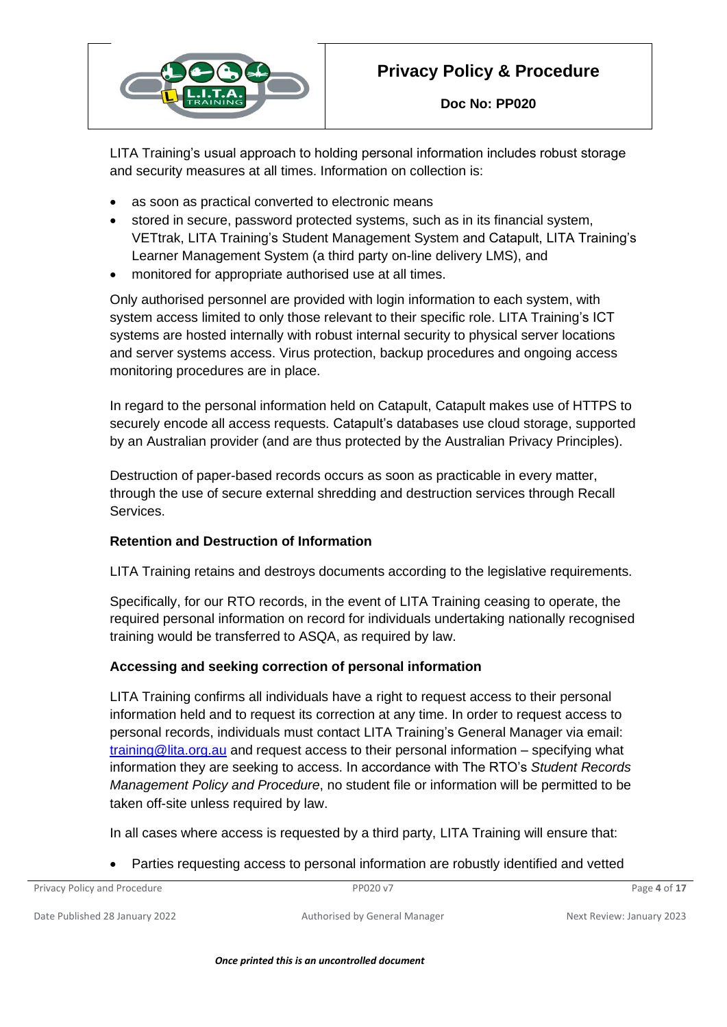LITA Training's usual approach to holding personal information includes robust storage and security measures at all times. Information on collection is:

- as soon as practical converted to electronic means
- stored in secure, password protected systems, such as in its financial system, VETtrak, LITA Training's Student Management System and Catapult, LITA Training's Learner Management System (a third party on-line delivery LMS), and
- monitored for appropriate authorised use at all times.

Only authorised personnel are provided with login information to each system, with system access limited to only those relevant to their specific role. LITA Training's ICT systems are hosted internally with robust internal security to physical server locations and server systems access. Virus protection, backup procedures and ongoing access monitoring procedures are in place.

In regard to the personal information held on Catapult, Catapult makes use of HTTPS to securely encode all access requests. Catapult's databases use cloud storage, supported by an Australian provider (and are thus protected by the Australian Privacy Principles).

Destruction of paper-based records occurs as soon as practicable in every matter, through the use of secure external shredding and destruction services through Recall Services.

**Retention and Destruction of Information**

LITA Training retains and destroys documents according to the legislative requirements.

Specifically, for our RTO records, in the event of LITA Training ceasing to operate, the required personal information on record for individuals undertaking nationally recognised training would be transferred to ASQA, as required by law.

**Accessing and seeking correction of personal information**

LITA Training confirms all individuals have a right to request access to their personal information held and to request its correction at any time. In order to request access to personal records, individuals must contact LITA Training's General Manager via email: training@lita.org.au and request access to their personal information – specifying what information they are seeking to access. In accordance with The RTO's *Student Records Management Policy and Procedure*, no student file or information will be permitted to be taken off-site unless required by law.

In all cases where access is requested by a third party, LITA Training will ensure that:

- Parties requesting access to personal information are robustly identified and vetted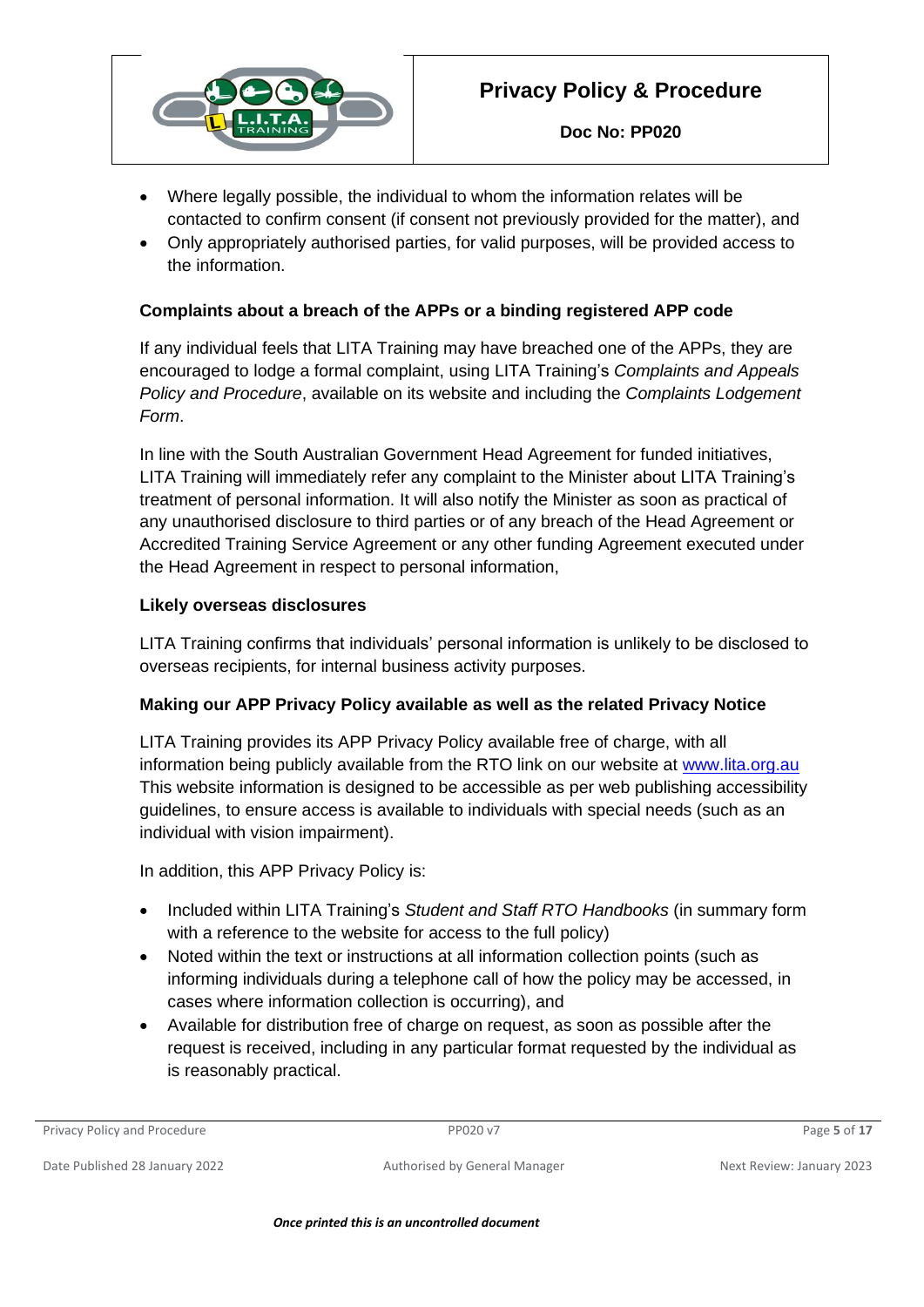- Where legally possible, the individual to whom the information relates will be contacted to confirm consent (if consent not previously provided for the matter), and
- Only appropriately authorised parties, for valid purposes, will be provided access to the information.

### Complaints about a breach of the APPs or a binding registered APP code

If any individual feels that LITA Training may have breached one of the APPs, they are encouraged to lodge a formal complaint, using LITA Training's *Complaints and Appeals Policy and Procedure*, available on its website and including the *Complaints Lodgement Form*.

In line with the South Australian Government Head Agreement for funded initiatives, LITA Training will immediately refer any complaint to the Minister about LITA Training's treatment of personal information. It will also notify the Minister as soon as practical of any unauthorised disclosure to third parties or of any breach of the Head Agreement or Accredited Training Service Agreement or any other funding Agreement executed under the Head Agreement in respect to personal information,

### Likely overseas disclosures

LITA Training confirms that individuals' personal information is unlikely to be disclosed to overseas recipients, for internal business activity purposes.

### Making our APP Privacy Policy available as well as the related Privacy Notice

LITA Training provides its APP Privacy Policy available free of charge, with all information being publicly available from the RTO link on our website at [www.lita.org.au](www.lita.org.au) This website information is designed to be accessible as per web publishing accessibility guidelines, to ensure access is available to individuals with special needs (such as an individual with vision impairment).

In addition, this APP Privacy Policy is:

- Included within LITA Training's *Student and Staff RTO Handbooks* (in summary form with a reference to the website for access to the full policy)
- Noted within the text or instructions at all information collection points (such as informing individuals during a telephone call of how the policy may be accessed, in cases where information collection is occurring), and
- Available for distribution free of charge on request, as soon as possible after the request is received, including in any particular format requested by the individual as is reasonably practical.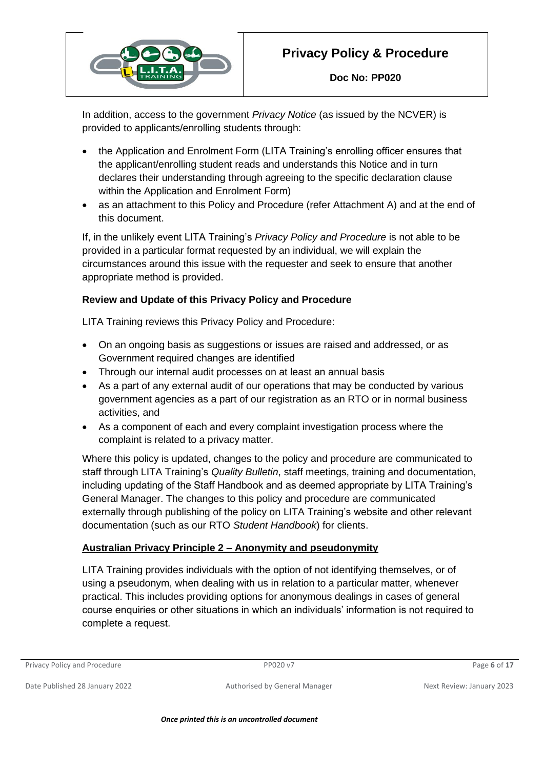In addition, access to the government *Privacy Notice* (as issued by the NCVER) is provided to applicants/enrolling students through:

- the Application and Enrolment Form (LITA Training's enrolling officer ensures that the applicant/enrolling student reads and understands this Notice and in turn declares their understanding through agreeing to the specific declaration clause within the Application and Enrolment Form)
- as an attachment to this Policy and Procedure (refer Attachment A) and at the end of this document.

If, in the unlikely event LITA Training's *Privacy Policy and Procedure* is not able to be provided in a particular format requested by an individual, we will explain the circumstances around this issue with the requester and seek to ensure that another appropriate method is provided.

**Review and Update of this Privacy Policy and Procedure**

LITA Training reviews this Privacy Policy and Procedure:

- On an ongoing basis as suggestions or issues are raised and addressed, or as Government required changes are identified
- Through our internal audit processes on at least an annual basis
- As a part of any external audit of our operations that may be conducted by various government agencies as a part of our registration as an RTO or in normal business activities, and
- As a component of each and every complaint investigation process where the complaint is related to a privacy matter.

Where this policy is updated, changes to the policy and procedure are communicated to staff through LITA Training's *Quality Bulletin*, staff meetings, training and documentation, including updating of the Staff Handbook and as deemed appropriate by LITA Training's General Manager. The changes to this policy and procedure are communicated externally through publishing of the policy on LITA Training's website and other relevant documentation (such as our RTO *Student Handbook*) for clients.

**Australian Privacy Principle 2 – Anonymity and pseudonymity**

LITA Training provides individuals with the option of not identifying themselves, or of using a pseudonym, when dealing with us in relation to a particular matter, whenever practical. This includes providing options for anonymous dealings in cases of general course enquiries or other situations in which an individuals' information is not required to complete a request.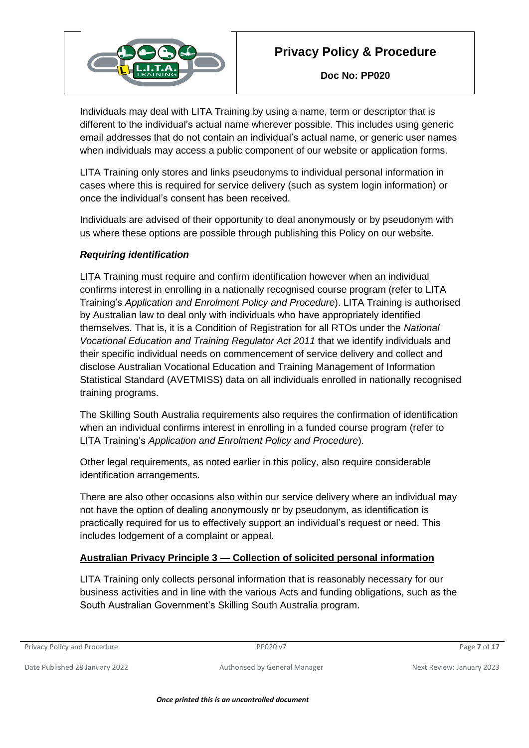Individuals may deal with LITA Training by using a name, term or descriptor that is different to the individual's actual name wherever possible. This includes using generic email addresses that do not contain an individual's actual name, or generic user names when individuals may access a public component of our website or application forms.

LITA Training only stores and links pseudonyms to individual personal information in cases where this is required for service delivery (such as system login information) or once the individual's consent has been received.

Individuals are advised of their opportunity to deal anonymously or by pseudonym with us where these options are possible through publishing this Policy on our website.

***Requiring identification***

LITA Training must require and confirm identification however when an individual confirms interest in enrolling in a nationally recognised course program (refer to LITA Training's *Application and Enrolment Policy and Procedure*). LITA Training is authorised by Australian law to deal only with individuals who have appropriately identified themselves. That is, it is a Condition of Registration for all RTOs under the *National Vocational Education and Training Regulator Act 2011* that we identify individuals and their specific individual needs on commencement of service delivery and collect and disclose Australian Vocational Education and Training Management of Information Statistical Standard (AVETMISS) data on all individuals enrolled in nationally recognised training programs.

The Skilling South Australia requirements also requires the confirmation of identification when an individual confirms interest in enrolling in a funded course program (refer to LITA Training's *Application and Enrolment Policy and Procedure*).

Other legal requirements, as noted earlier in this policy, also require considerable identification arrangements.

There are also other occasions also within our service delivery where an individual may not have the option of dealing anonymously or by pseudonym, as identification is practically required for us to effectively support an individual's request or need. This includes lodgement of a complaint or appeal.

**<u>Australian Privacy Principle 3 — Collection of solicited personal information</u>**

LITA Training only collects personal information that is reasonably necessary for our business activities and in line with the various Acts and funding obligations, such as the South Australian Government's Skilling South Australia program.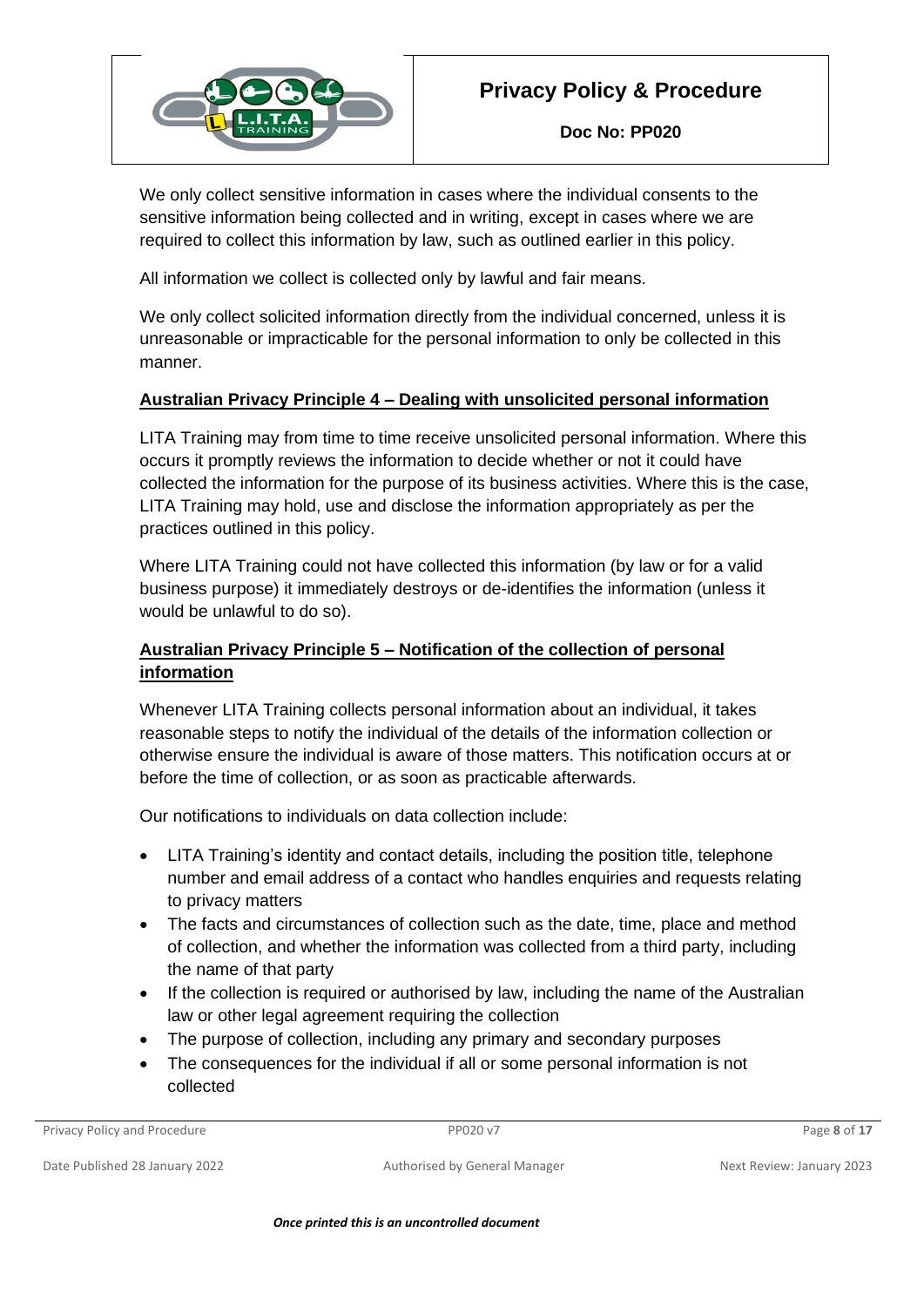We only collect sensitive information in cases where the individual consents to the sensitive information being collected and in writing, except in cases where we are required to collect this information by law, such as outlined earlier in this policy.

All information we collect is collected only by lawful and fair means.

We only collect solicited information directly from the individual concerned, unless it is unreasonable or impracticable for the personal information to only be collected in this manner.

### Australian Privacy Principle 4 – Dealing with unsolicited personal information

LITA Training may from time to time receive unsolicited personal information. Where this occurs it promptly reviews the information to decide whether or not it could have collected the information for the purpose of its business activities. Where this is the case, LITA Training may hold, use and disclose the information appropriately as per the practices outlined in this policy.

Where LITA Training could not have collected this information (by law or for a valid business purpose) it immediately destroys or de-identifies the information (unless it would be unlawful to do so).

### Australian Privacy Principle 5 – Notification of the collection of personal information

Whenever LITA Training collects personal information about an individual, it takes reasonable steps to notify the individual of the details of the information collection or otherwise ensure the individual is aware of those matters. This notification occurs at or before the time of collection, or as soon as practicable afterwards.

Our notifications to individuals on data collection include:

- LITA Training's identity and contact details, including the position title, telephone number and email address of a contact who handles enquiries and requests relating to privacy matters
- The facts and circumstances of collection such as the date, time, place and method of collection, and whether the information was collected from a third party, including the name of that party
- If the collection is required or authorised by law, including the name of the Australian law or other legal agreement requiring the collection
- The purpose of collection, including any primary and secondary purposes
- The consequences for the individual if all or some personal information is not collected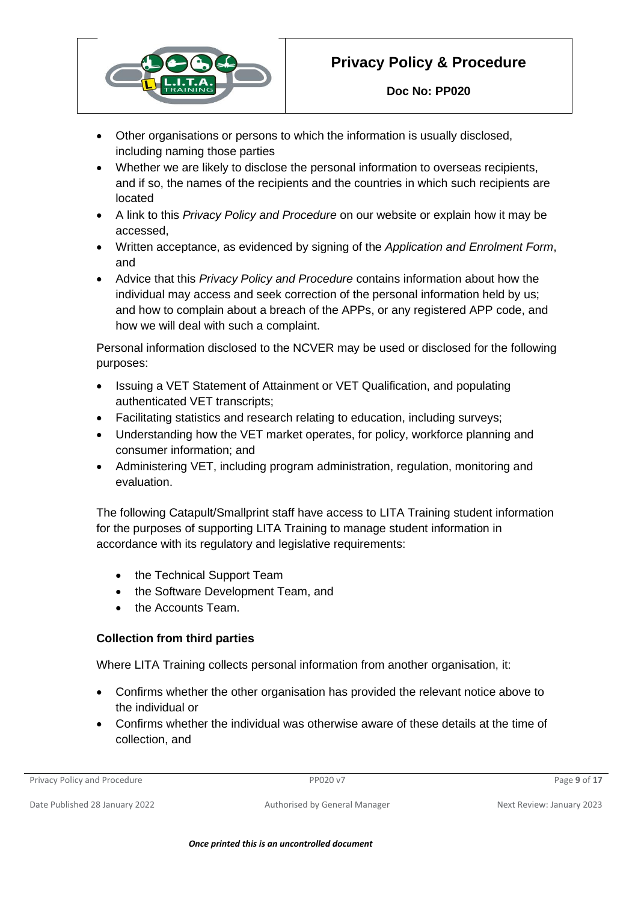- Other organisations or persons to which the information is usually disclosed, including naming those parties
- Whether we are likely to disclose the personal information to overseas recipients, and if so, the names of the recipients and the countries in which such recipients are located
- A link to this *Privacy Policy and Procedure* on our website or explain how it may be accessed,
- Written acceptance, as evidenced by signing of the *Application and Enrolment Form*, and
- Advice that this *Privacy Policy and Procedure* contains information about how the individual may access and seek correction of the personal information held by us; and how to complain about a breach of the APPs, or any registered APP code, and how we will deal with such a complaint.

Personal information disclosed to the NCVER may be used or disclosed for the following purposes:

- Issuing a VET Statement of Attainment or VET Qualification, and populating authenticated VET transcripts;
- Facilitating statistics and research relating to education, including surveys;
- Understanding how the VET market operates, for policy, workforce planning and consumer information; and
- Administering VET, including program administration, regulation, monitoring and evaluation.

The following Catapult/Smallprint staff have access to LITA Training student information for the purposes of supporting LITA Training to manage student information in accordance with its regulatory and legislative requirements:

- the Technical Support Team
- the Software Development Team, and
- the Accounts Team.

**Collection from third parties**

Where LITA Training collects personal information from another organisation, it:

- Confirms whether the other organisation has provided the relevant notice above to the individual or
- Confirms whether the individual was otherwise aware of these details at the time of collection, and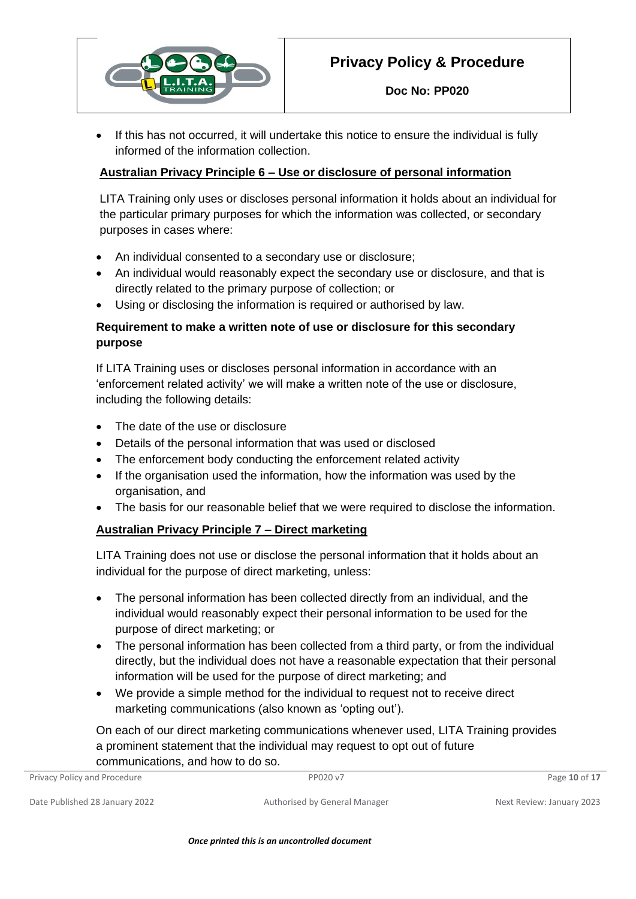- If this has not occurred, it will undertake this notice to ensure the individual is fully informed of the information collection.

## Australian Privacy Principle 6 – Use or disclosure of personal information

LITA Training only uses or discloses personal information it holds about an individual for the particular primary purposes for which the information was collected, or secondary purposes in cases where:

- An individual consented to a secondary use or disclosure;
- An individual would reasonably expect the secondary use or disclosure, and that is directly related to the primary purpose of collection; or
- Using or disclosing the information is required or authorised by law.

### Requirement to make a written note of use or disclosure for this secondary purpose

If LITA Training uses or discloses personal information in accordance with an 'enforcement related activity' we will make a written note of the use or disclosure, including the following details:

- The date of the use or disclosure
- Details of the personal information that was used or disclosed
- The enforcement body conducting the enforcement related activity
- If the organisation used the information, how the information was used by the organisation, and
- The basis for our reasonable belief that we were required to disclose the information.

## Australian Privacy Principle 7 – Direct marketing

LITA Training does not use or disclose the personal information that it holds about an individual for the purpose of direct marketing, unless:

- The personal information has been collected directly from an individual, and the individual would reasonably expect their personal information to be used for the purpose of direct marketing; or
- The personal information has been collected from a third party, or from the individual directly, but the individual does not have a reasonable expectation that their personal information will be used for the purpose of direct marketing; and
- We provide a simple method for the individual to request not to receive direct marketing communications (also known as 'opting out').

On each of our direct marketing communications whenever used, LITA Training provides a prominent statement that the individual may request to opt out of future communications, and how to do so.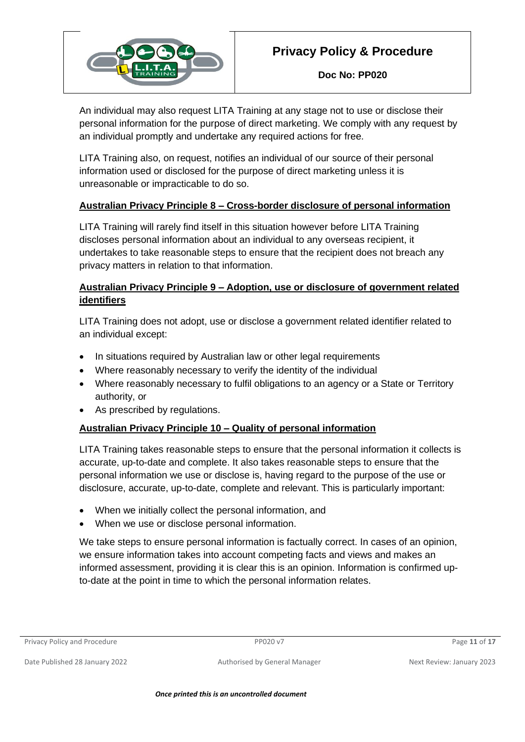An individual may also request LITA Training at any stage not to use or disclose their personal information for the purpose of direct marketing. We comply with any request by an individual promptly and undertake any required actions for free.

LITA Training also, on request, notifies an individual of our source of their personal information used or disclosed for the purpose of direct marketing unless it is unreasonable or impracticable to do so.

## Australian Privacy Principle 8 – Cross-border disclosure of personal information

LITA Training will rarely find itself in this situation however before LITA Training discloses personal information about an individual to any overseas recipient, it undertakes to take reasonable steps to ensure that the recipient does not breach any privacy matters in relation to that information.

## Australian Privacy Principle 9 – Adoption, use or disclosure of government related identifiers

LITA Training does not adopt, use or disclose a government related identifier related to an individual except:

- In situations required by Australian law or other legal requirements
- Where reasonably necessary to verify the identity of the individual
- Where reasonably necessary to fulfil obligations to an agency or a State or Territory authority, or
- As prescribed by regulations.

## Australian Privacy Principle 10 – Quality of personal information

LITA Training takes reasonable steps to ensure that the personal information it collects is accurate, up-to-date and complete. It also takes reasonable steps to ensure that the personal information we use or disclose is, having regard to the purpose of the use or disclosure, accurate, up-to-date, complete and relevant. This is particularly important:

- When we initially collect the personal information, and
- When we use or disclose personal information.

We take steps to ensure personal information is factually correct. In cases of an opinion, we ensure information takes into account competing facts and views and makes an informed assessment, providing it is clear this is an opinion. Information is confirmed up-to-date at the point in time to which the personal information relates.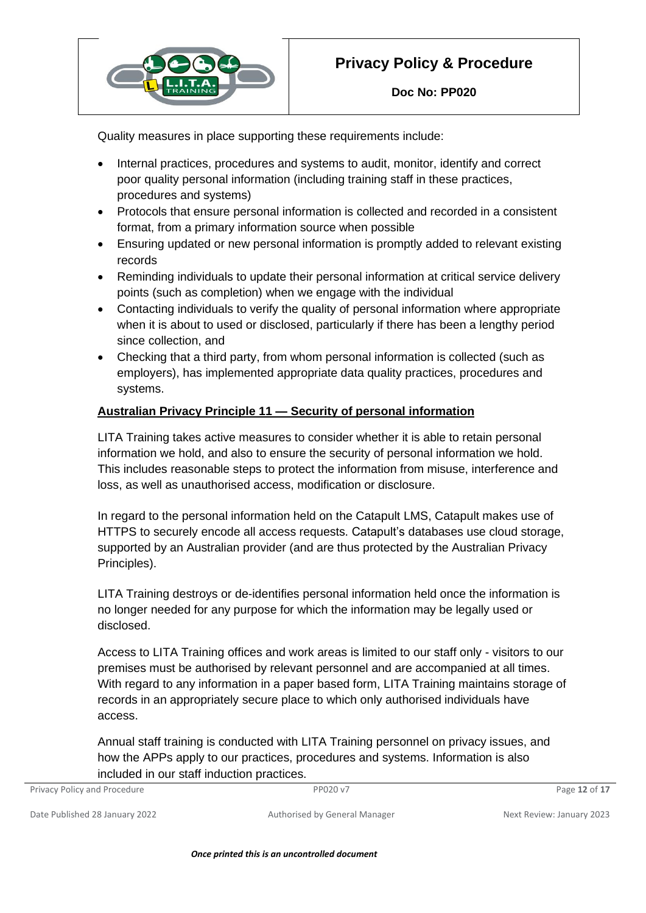Quality measures in place supporting these requirements include:

- Internal practices, procedures and systems to audit, monitor, identify and correct poor quality personal information (including training staff in these practices, procedures and systems)
- Protocols that ensure personal information is collected and recorded in a consistent format, from a primary information source when possible
- Ensuring updated or new personal information is promptly added to relevant existing records
- Reminding individuals to update their personal information at critical service delivery points (such as completion) when we engage with the individual
- Contacting individuals to verify the quality of personal information where appropriate when it is about to used or disclosed, particularly if there has been a lengthy period since collection, and
- Checking that a third party, from whom personal information is collected (such as employers), has implemented appropriate data quality practices, procedures and systems.

**Australian Privacy Principle 11 — Security of personal information**

LITA Training takes active measures to consider whether it is able to retain personal information we hold, and also to ensure the security of personal information we hold. This includes reasonable steps to protect the information from misuse, interference and loss, as well as unauthorised access, modification or disclosure.

In regard to the personal information held on the Catapult LMS, Catapult makes use of HTTPS to securely encode all access requests. Catapult's databases use cloud storage, supported by an Australian provider (and are thus protected by the Australian Privacy Principles).

LITA Training destroys or de-identifies personal information held once the information is no longer needed for any purpose for which the information may be legally used or disclosed.

Access to LITA Training offices and work areas is limited to our staff only - visitors to our premises must be authorised by relevant personnel and are accompanied at all times. With regard to any information in a paper based form, LITA Training maintains storage of records in an appropriately secure place to which only authorised individuals have access.

Annual staff training is conducted with LITA Training personnel on privacy issues, and how the APPs apply to our practices, procedures and systems. Information is also included in our staff induction practices.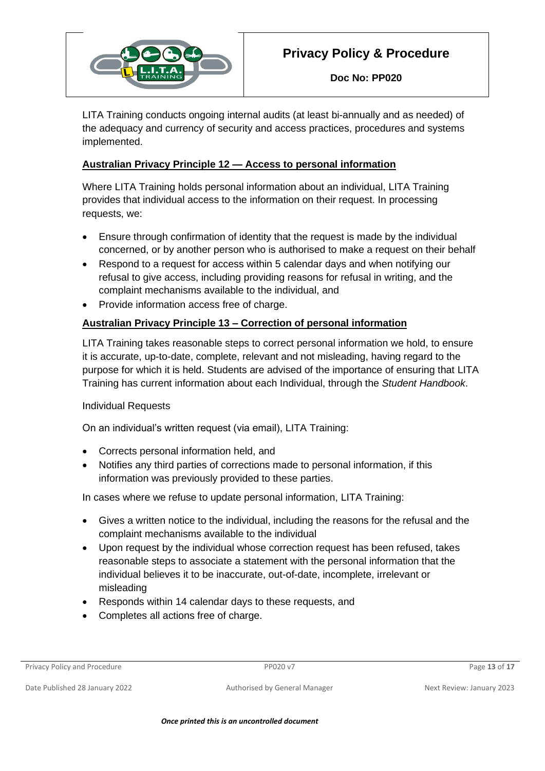LITA Training conducts ongoing internal audits (at least bi-annually and as needed) of the adequacy and currency of security and access practices, procedures and systems implemented.

## Australian Privacy Principle 12 — Access to personal information

Where LITA Training holds personal information about an individual, LITA Training provides that individual access to the information on their request. In processing requests, we:

- Ensure through confirmation of identity that the request is made by the individual concerned, or by another person who is authorised to make a request on their behalf
- Respond to a request for access within 5 calendar days and when notifying our refusal to give access, including providing reasons for refusal in writing, and the complaint mechanisms available to the individual, and
- Provide information access free of charge.

## Australian Privacy Principle 13 – Correction of personal information

LITA Training takes reasonable steps to correct personal information we hold, to ensure it is accurate, up-to-date, complete, relevant and not misleading, having regard to the purpose for which it is held. Students are advised of the importance of ensuring that LITA Training has current information about each Individual, through the *Student Handbook*.

Individual Requests

On an individual's written request (via email), LITA Training:

- Corrects personal information held, and
- Notifies any third parties of corrections made to personal information, if this information was previously provided to these parties.

In cases where we refuse to update personal information, LITA Training:

- Gives a written notice to the individual, including the reasons for the refusal and the complaint mechanisms available to the individual
- Upon request by the individual whose correction request has been refused, takes reasonable steps to associate a statement with the personal information that the individual believes it to be inaccurate, out-of-date, incomplete, irrelevant or misleading
- Responds within 14 calendar days to these requests, and
- Completes all actions free of charge.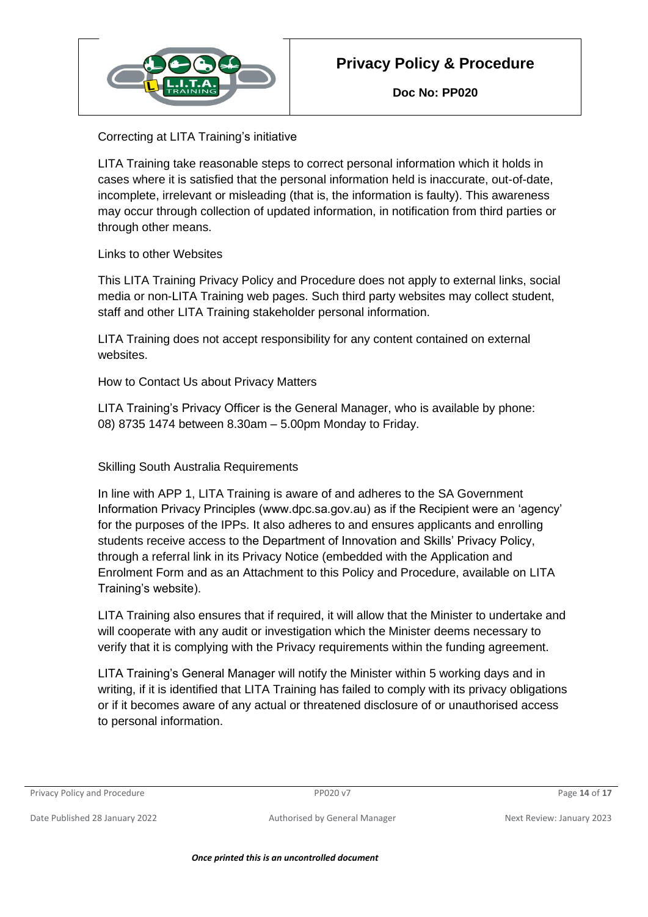Correcting at LITA Training's initiative

LITA Training take reasonable steps to correct personal information which it holds in cases where it is satisfied that the personal information held is inaccurate, out-of-date, incomplete, irrelevant or misleading (that is, the information is faulty). This awareness may occur through collection of updated information, in notification from third parties or through other means.

Links to other Websites

This LITA Training Privacy Policy and Procedure does not apply to external links, social media or non-LITA Training web pages. Such third party websites may collect student, staff and other LITA Training stakeholder personal information.

LITA Training does not accept responsibility for any content contained on external websites.

How to Contact Us about Privacy Matters

LITA Training's Privacy Officer is the General Manager, who is available by phone: 08) 8735 1474 between 8.30am – 5.00pm Monday to Friday.

Skilling South Australia Requirements

In line with APP 1, LITA Training is aware of and adheres to the SA Government Information Privacy Principles (www.dpc.sa.gov.au) as if the Recipient were an 'agency' for the purposes of the IPPs. It also adheres to and ensures applicants and enrolling students receive access to the Department of Innovation and Skills' Privacy Policy, through a referral link in its Privacy Notice (embedded with the Application and Enrolment Form and as an Attachment to this Policy and Procedure, available on LITA Training's website).

LITA Training also ensures that if required, it will allow that the Minister to undertake and will cooperate with any audit or investigation which the Minister deems necessary to verify that it is complying with the Privacy requirements within the funding agreement.

LITA Training's General Manager will notify the Minister within 5 working days and in writing, if it is identified that LITA Training has failed to comply with its privacy obligations or if it becomes aware of any actual or threatened disclosure of or unauthorised access to personal information.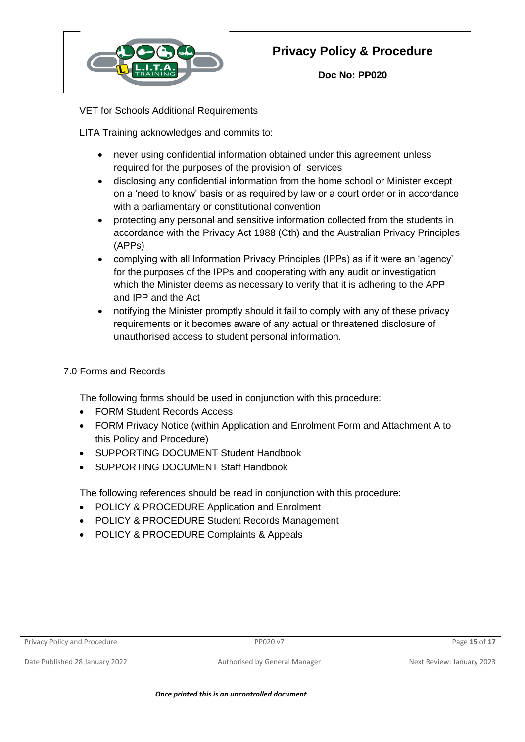VET for Schools Additional Requirements

LITA Training acknowledges and commits to:

- never using confidential information obtained under this agreement unless required for the purposes of the provision of services
- disclosing any confidential information from the home school or Minister except on a 'need to know' basis or as required by law or a court order or in accordance with a parliamentary or constitutional convention
- protecting any personal and sensitive information collected from the students in accordance with the Privacy Act 1988 (Cth) and the Australian Privacy Principles (APPs)
- complying with all Information Privacy Principles (IPPs) as if it were an 'agency' for the purposes of the IPPs and cooperating with any audit or investigation which the Minister deems as necessary to verify that it is adhering to the APP and IPP and the Act
- notifying the Minister promptly should it fail to comply with any of these privacy requirements or it becomes aware of any actual or threatened disclosure of unauthorised access to student personal information.

## 7.0 Forms and Records

The following forms should be used in conjunction with this procedure:

- FORM Student Records Access
- FORM Privacy Notice (within Application and Enrolment Form and Attachment A to this Policy and Procedure)
- SUPPORTING DOCUMENT Student Handbook
- SUPPORTING DOCUMENT Staff Handbook

The following references should be read in conjunction with this procedure:

- POLICY & PROCEDURE Application and Enrolment
- POLICY & PROCEDURE Student Records Management
- POLICY & PROCEDURE Complaints & Appeals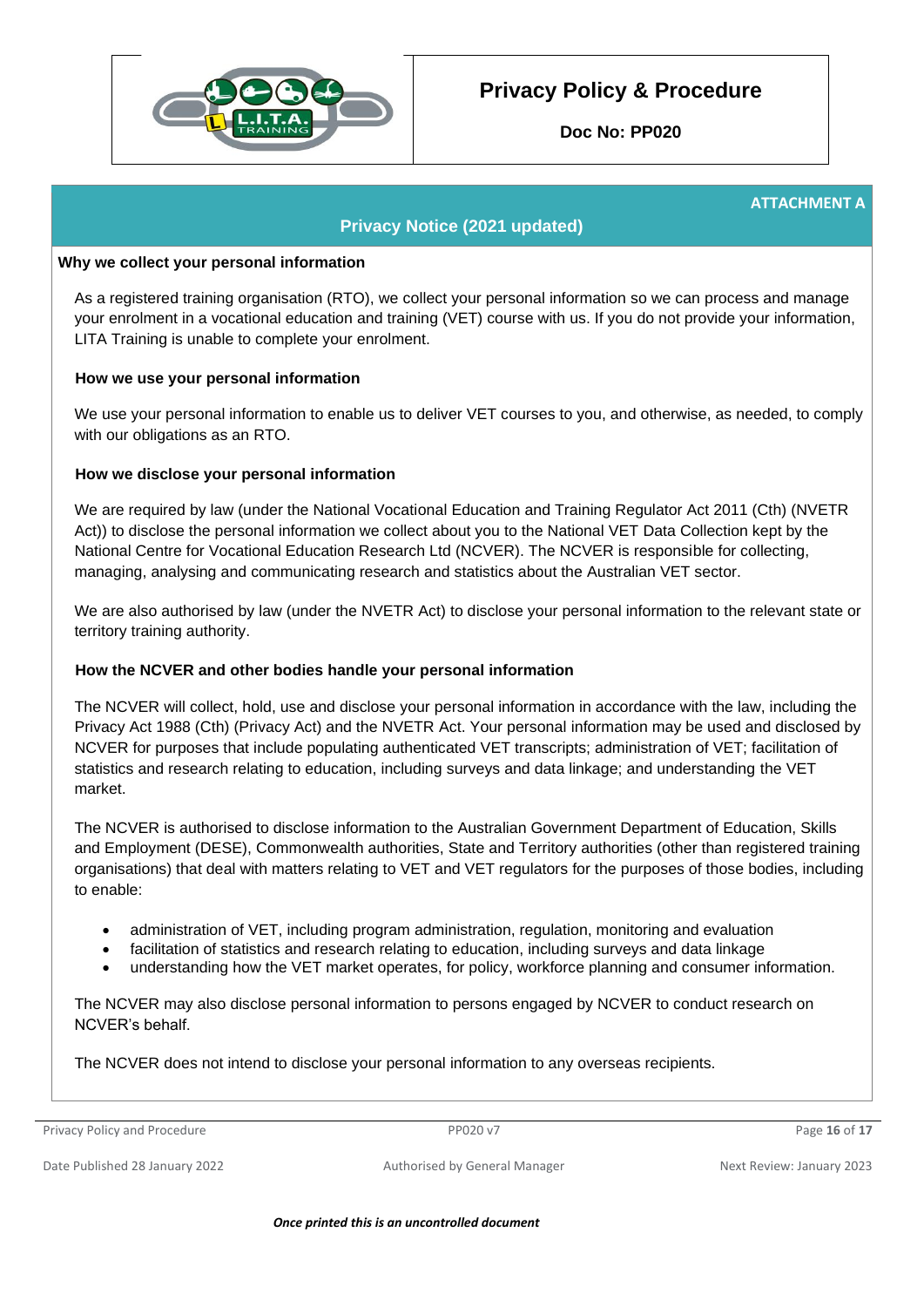ATTACHMENT A

## Privacy Notice (2021 updated)

### Why we collect your personal information

As a registered training organisation (RTO), we collect your personal information so we can process and manage your enrolment in a vocational education and training (VET) course with us. If you do not provide your information, LITA Training is unable to complete your enrolment.

### How we use your personal information

We use your personal information to enable us to deliver VET courses to you, and otherwise, as needed, to comply with our obligations as an RTO.

### How we disclose your personal information

We are required by law (under the National Vocational Education and Training Regulator Act 2011 (Cth) (NVETR Act)) to disclose the personal information we collect about you to the National VET Data Collection kept by the National Centre for Vocational Education Research Ltd (NCVER). The NCVER is responsible for collecting, managing, analysing and communicating research and statistics about the Australian VET sector.

We are also authorised by law (under the NVETR Act) to disclose your personal information to the relevant state or territory training authority.

### How the NCVER and other bodies handle your personal information

The NCVER will collect, hold, use and disclose your personal information in accordance with the law, including the Privacy Act 1988 (Cth) (Privacy Act) and the NVETR Act. Your personal information may be used and disclosed by NCVER for purposes that include populating authenticated VET transcripts; administration of VET; facilitation of statistics and research relating to education, including surveys and data linkage; and understanding the VET market.

The NCVER is authorised to disclose information to the Australian Government Department of Education, Skills and Employment (DESE), Commonwealth authorities, State and Territory authorities (other than registered training organisations) that deal with matters relating to VET and VET regulators for the purposes of those bodies, including to enable:

- administration of VET, including program administration, regulation, monitoring and evaluation
- facilitation of statistics and research relating to education, including surveys and data linkage
- understanding how the VET market operates, for policy, workforce planning and consumer information.

The NCVER may also disclose personal information to persons engaged by NCVER to conduct research on NCVER's behalf.

The NCVER does not intend to disclose your personal information to any overseas recipients.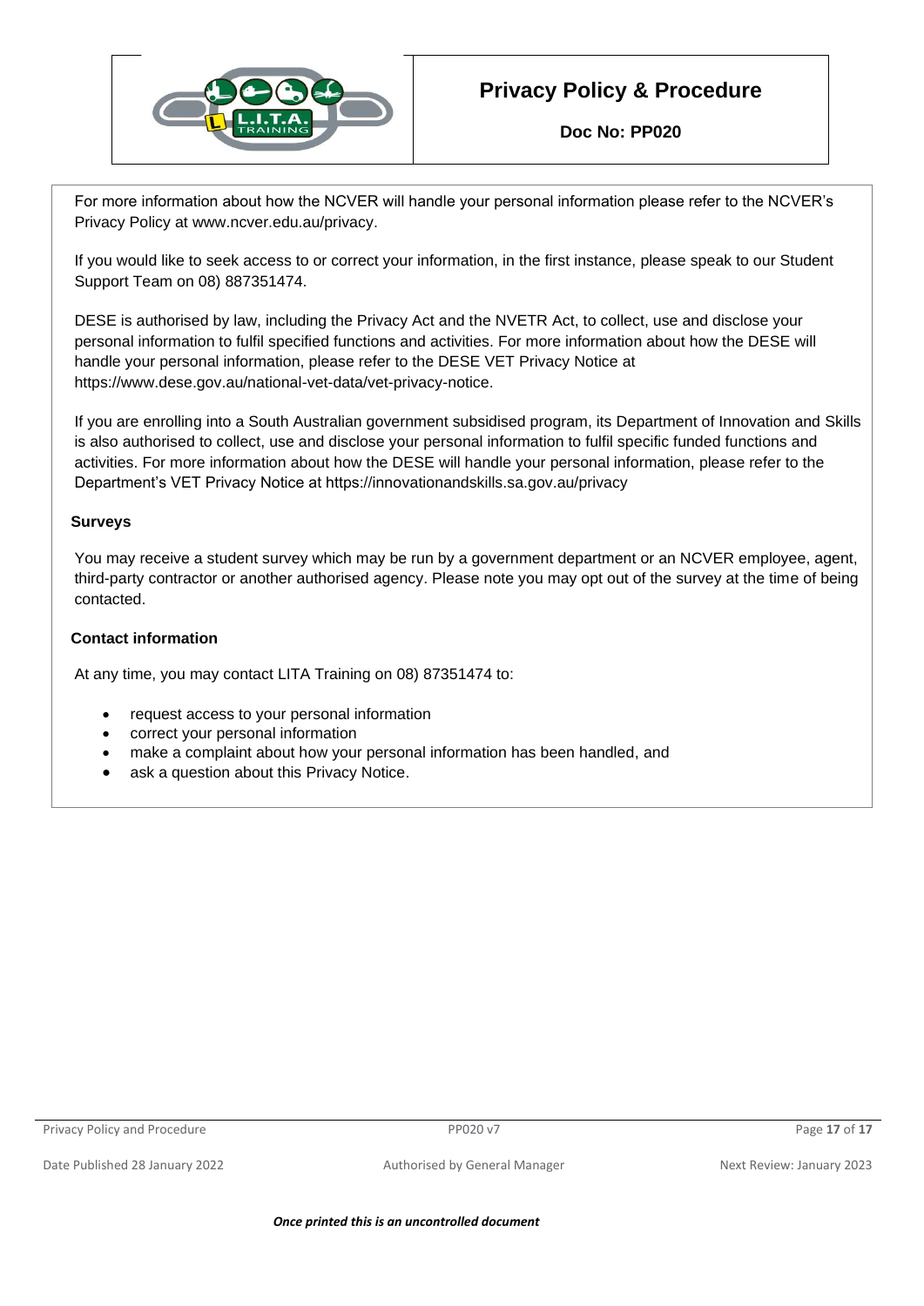For more information about how the NCVER will handle your personal information please refer to the NCVER's Privacy Policy at www.ncver.edu.au/privacy.

If you would like to seek access to or correct your information, in the first instance, please speak to our Student Support Team on 08) 887351474.

DESE is authorised by law, including the Privacy Act and the NVETR Act, to collect, use and disclose your personal information to fulfil specified functions and activities. For more information about how the DESE will handle your personal information, please refer to the DESE VET Privacy Notice at https://www.dese.gov.au/national-vet-data/vet-privacy-notice.

If you are enrolling into a South Australian government subsidised program, its Department of Innovation and Skills is also authorised to collect, use and disclose your personal information to fulfil specific funded functions and activities. For more information about how the DESE will handle your personal information, please refer to the Department's VET Privacy Notice at https://innovationandskills.sa.gov.au/privacy

**Surveys**

You may receive a student survey which may be run by a government department or an NCVER employee, agent, third-party contractor or another authorised agency. Please note you may opt out of the survey at the time of being contacted.

**Contact information**

At any time, you may contact LITA Training on 08) 87351474 to:

- request access to your personal information
- correct your personal information
- make a complaint about how your personal information has been handled, and
- ask a question about this Privacy Notice.